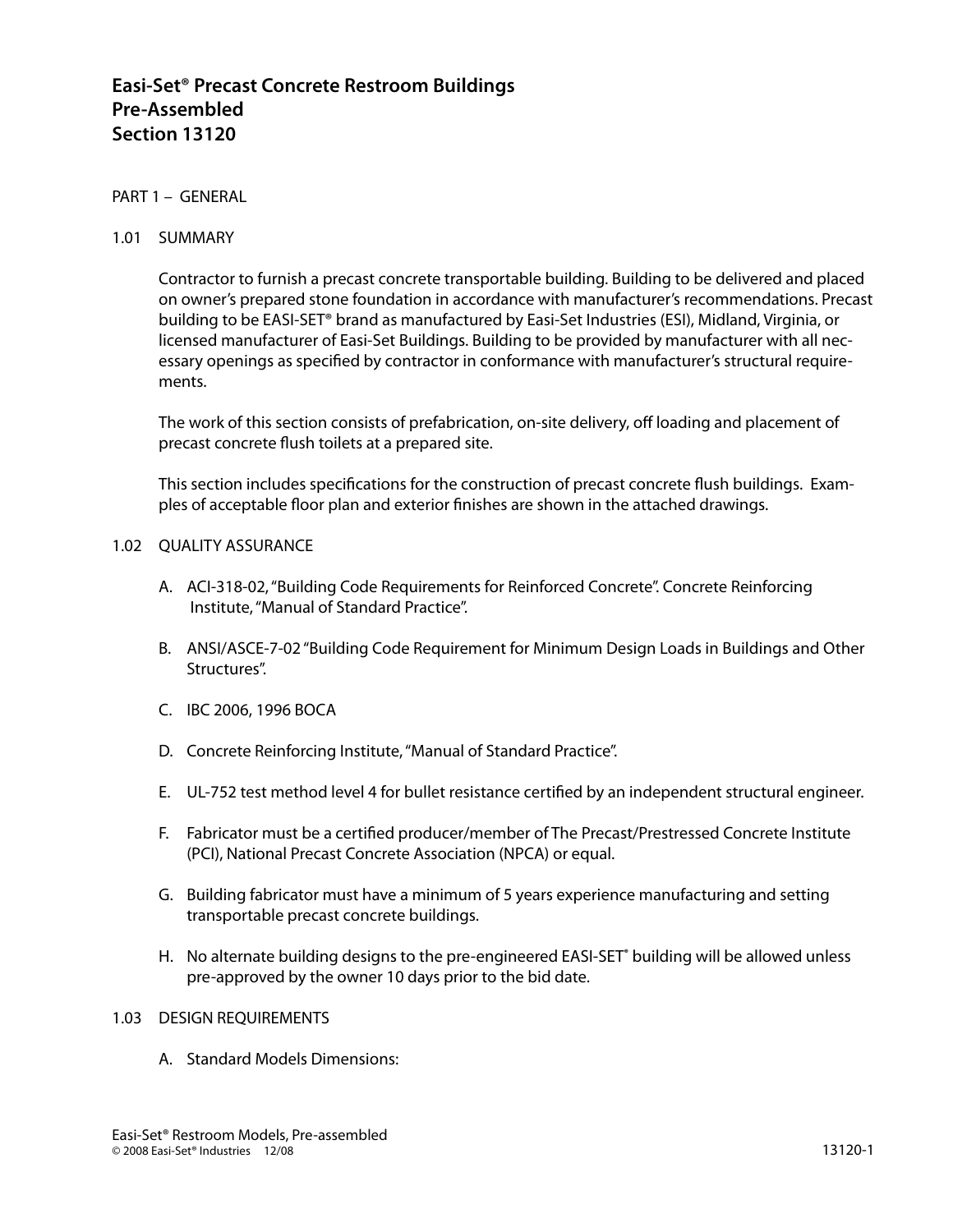# Easi-Set® Precast Concrete Restroom Buildings
# Pre-Assembled
# Section 13120

PART 1 – GENERAL

1.01 SUMMARY

Contractor to furnish a precast concrete transportable building. Building to be delivered and placed on owner's prepared stone foundation in accordance with manufacturer's recommendations. Precast building to be EASI-SET® brand as manufactured by Easi-Set Industries (ESI), Midland, Virginia, or licensed manufacturer of Easi-Set Buildings. Building to be provided by manufacturer with all necessary openings as specified by contractor in conformance with manufacturer's structural requirements.

The work of this section consists of prefabrication, on-site delivery, off loading and placement of precast concrete flush toilets at a prepared site.

This section includes specifications for the construction of precast concrete flush buildings. Examples of acceptable floor plan and exterior finishes are shown in the attached drawings.

1.02 QUALITY ASSURANCE

A. ACI-318-02, "Building Code Requirements for Reinforced Concrete". Concrete Reinforcing Institute, "Manual of Standard Practice".

B. ANSI/ASCE-7-02 "Building Code Requirement for Minimum Design Loads in Buildings and Other Structures".

C. IBC 2006, 1996 BOCA

D. Concrete Reinforcing Institute, "Manual of Standard Practice".

E. UL-752 test method level 4 for bullet resistance certified by an independent structural engineer.

F. Fabricator must be a certified producer/member of The Precast/Prestressed Concrete Institute (PCI), National Precast Concrete Association (NPCA) or equal.

G. Building fabricator must have a minimum of 5 years experience manufacturing and setting transportable precast concrete buildings.

H. No alternate building designs to the pre-engineered EASI-SET® building will be allowed unless pre-approved by the owner 10 days prior to the bid date.

1.03 DESIGN REQUIREMENTS

A. Standard Models Dimensions: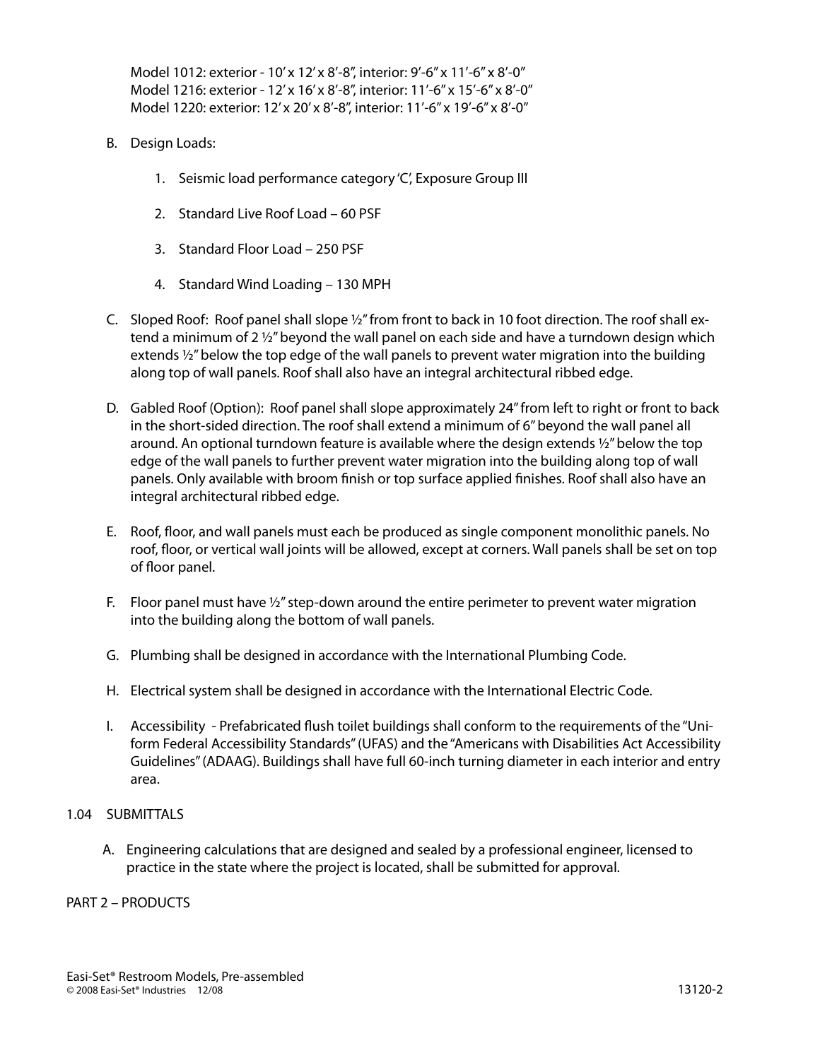Model 1012: exterior - 10' x 12' x 8'-8", interior: 9'-6" x 11'-6" x 8'-0"
Model 1216: exterior - 12' x 16' x 8'-8", interior: 11'-6" x 15'-6" x 8'-0"
Model 1220: exterior: 12' x 20' x 8'-8", interior: 11'-6" x 19'-6" x 8'-0"

B. Design Loads:

1. Seismic load performance category 'C', Exposure Group III
2. Standard Live Roof Load – 60 PSF
3. Standard Floor Load – 250 PSF
4. Standard Wind Loading – 130 MPH

C. Sloped Roof: Roof panel shall slope ½" from front to back in 10 foot direction. The roof shall extend a minimum of 2 ½" beyond the wall panel on each side and have a turndown design which extends ½" below the top edge of the wall panels to prevent water migration into the building along top of wall panels. Roof shall also have an integral architectural ribbed edge.

D. Gabled Roof (Option): Roof panel shall slope approximately 24" from left to right or front to back in the short-sided direction. The roof shall extend a minimum of 6" beyond the wall panel all around. An optional turndown feature is available where the design extends ½" below the top edge of the wall panels to further prevent water migration into the building along top of wall panels. Only available with broom finish or top surface applied finishes. Roof shall also have an integral architectural ribbed edge.

E. Roof, floor, and wall panels must each be produced as single component monolithic panels. No roof, floor, or vertical wall joints will be allowed, except at corners. Wall panels shall be set on top of floor panel.

F. Floor panel must have ½" step-down around the entire perimeter to prevent water migration into the building along the bottom of wall panels.

G. Plumbing shall be designed in accordance with the International Plumbing Code.

H. Electrical system shall be designed in accordance with the International Electric Code.

I. Accessibility - Prefabricated flush toilet buildings shall conform to the requirements of the "Uniform Federal Accessibility Standards" (UFAS) and the "Americans with Disabilities Act Accessibility Guidelines" (ADAAG). Buildings shall have full 60-inch turning diameter in each interior and entry area.

## 1.04 SUBMITTALS

A. Engineering calculations that are designed and sealed by a professional engineer, licensed to practice in the state where the project is located, shall be submitted for approval.

# PART 2 – PRODUCTS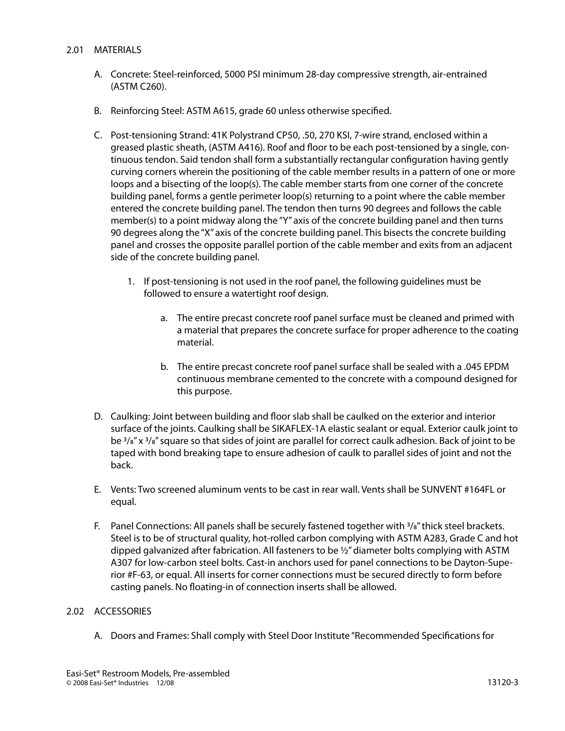## 2.01 MATERIALS

A. Concrete: Steel-reinforced, 5000 PSI minimum 28-day compressive strength, air-entrained (ASTM C260).

B. Reinforcing Steel: ASTM A615, grade 60 unless otherwise specified.

C. Post-tensioning Strand: 41K Polystrand CP50, .50, 270 KSI, 7-wire strand, enclosed within a greased plastic sheath, (ASTM A416). Roof and floor to be each post-tensioned by a single, continuous tendon. Said tendon shall form a substantially rectangular configuration having gently curving corners wherein the positioning of the cable member results in a pattern of one or more loops and a bisecting of the loop(s). The cable member starts from one corner of the concrete building panel, forms a gentle perimeter loop(s) returning to a point where the cable member entered the concrete building panel. The tendon then turns 90 degrees and follows the cable member(s) to a point midway along the "Y" axis of the concrete building panel and then turns 90 degrees along the "X" axis of the concrete building panel. This bisects the concrete building panel and crosses the opposite parallel portion of the cable member and exits from an adjacent side of the concrete building panel.

   1. If post-tensioning is not used in the roof panel, the following guidelines must be followed to ensure a watertight roof design.

      a. The entire precast concrete roof panel surface must be cleaned and primed with a material that prepares the concrete surface for proper adherence to the coating material.

      b. The entire precast concrete roof panel surface shall be sealed with a .045 EPDM continuous membrane cemented to the concrete with a compound designed for this purpose.

D. Caulking: Joint between building and floor slab shall be caulked on the exterior and interior surface of the joints. Caulking shall be SIKAFLEX-1A elastic sealant or equal. Exterior caulk joint to be 3/8" x 3/8" square so that sides of joint are parallel for correct caulk adhesion. Back of joint to be taped with bond breaking tape to ensure adhesion of caulk to parallel sides of joint and not the back.

E. Vents: Two screened aluminum vents to be cast in rear wall. Vents shall be SUNVENT #164FL or equal.

F. Panel Connections: All panels shall be securely fastened together with 3/8" thick steel brackets. Steel is to be of structural quality, hot-rolled carbon complying with ASTM A283, Grade C and hot dipped galvanized after fabrication. All fasteners to be ½" diameter bolts complying with ASTM A307 for low-carbon steel bolts. Cast-in anchors used for panel connections to be Dayton-Superior #F-63, or equal. All inserts for corner connections must be secured directly to form before casting panels. No floating-in of connection inserts shall be allowed.

## 2.02 ACCESSORIES

A. Doors and Frames: Shall comply with Steel Door Institute "Recommended Specifications for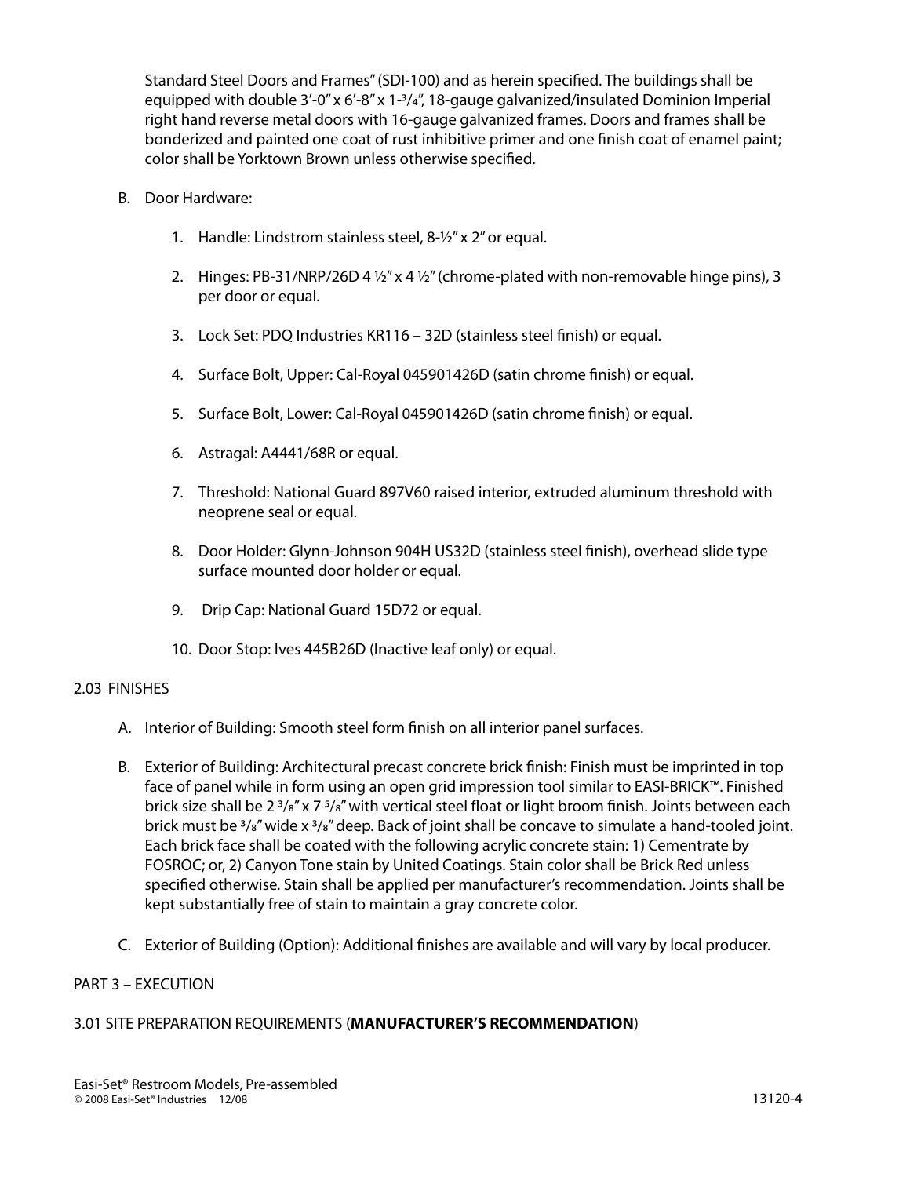Standard Steel Doors and Frames" (SDI-100) and as herein specified. The buildings shall be equipped with double 3'-0" x 6'-8" x 1-3/4", 18-gauge galvanized/insulated Dominion Imperial right hand reverse metal doors with 16-gauge galvanized frames. Doors and frames shall be bonderized and painted one coat of rust inhibitive primer and one finish coat of enamel paint; color shall be Yorktown Brown unless otherwise specified.

B. Door Hardware:

1. Handle: Lindstrom stainless steel, 8-½" x 2" or equal.
2. Hinges: PB-31/NRP/26D 4 ½" x 4 ½" (chrome-plated with non-removable hinge pins), 3 per door or equal.
3. Lock Set: PDQ Industries KR116 – 32D (stainless steel finish) or equal.
4. Surface Bolt, Upper: Cal-Royal 045901426D (satin chrome finish) or equal.
5. Surface Bolt, Lower: Cal-Royal 045901426D (satin chrome finish) or equal.
6. Astragal: A4441/68R or equal.
7. Threshold: National Guard 897V60 raised interior, extruded aluminum threshold with neoprene seal or equal.
8. Door Holder: Glynn-Johnson 904H US32D (stainless steel finish), overhead slide type surface mounted door holder or equal.
9. Drip Cap: National Guard 15D72 or equal.
10. Door Stop: Ives 445B26D (Inactive leaf only) or equal.

## 2.03 FINISHES

A. Interior of Building: Smooth steel form finish on all interior panel surfaces.

B. Exterior of Building: Architectural precast concrete brick finish: Finish must be imprinted in top face of panel while in form using an open grid impression tool similar to EASI-BRICK™. Finished brick size shall be 2 3/8" x 7 5/8" with vertical steel float or light broom finish. Joints between each brick must be 3/8" wide x 3/8" deep. Back of joint shall be concave to simulate a hand-tooled joint. Each brick face shall be coated with the following acrylic concrete stain: 1) Cementrate by FOSROC; or, 2) Canyon Tone stain by United Coatings. Stain color shall be Brick Red unless specified otherwise. Stain shall be applied per manufacturer's recommendation. Joints shall be kept substantially free of stain to maintain a gray concrete color.

C. Exterior of Building (Option): Additional finishes are available and will vary by local producer.

# PART 3 – EXECUTION

## 3.01 SITE PREPARATION REQUIREMENTS (**MANUFACTURER'S RECOMMENDATION**)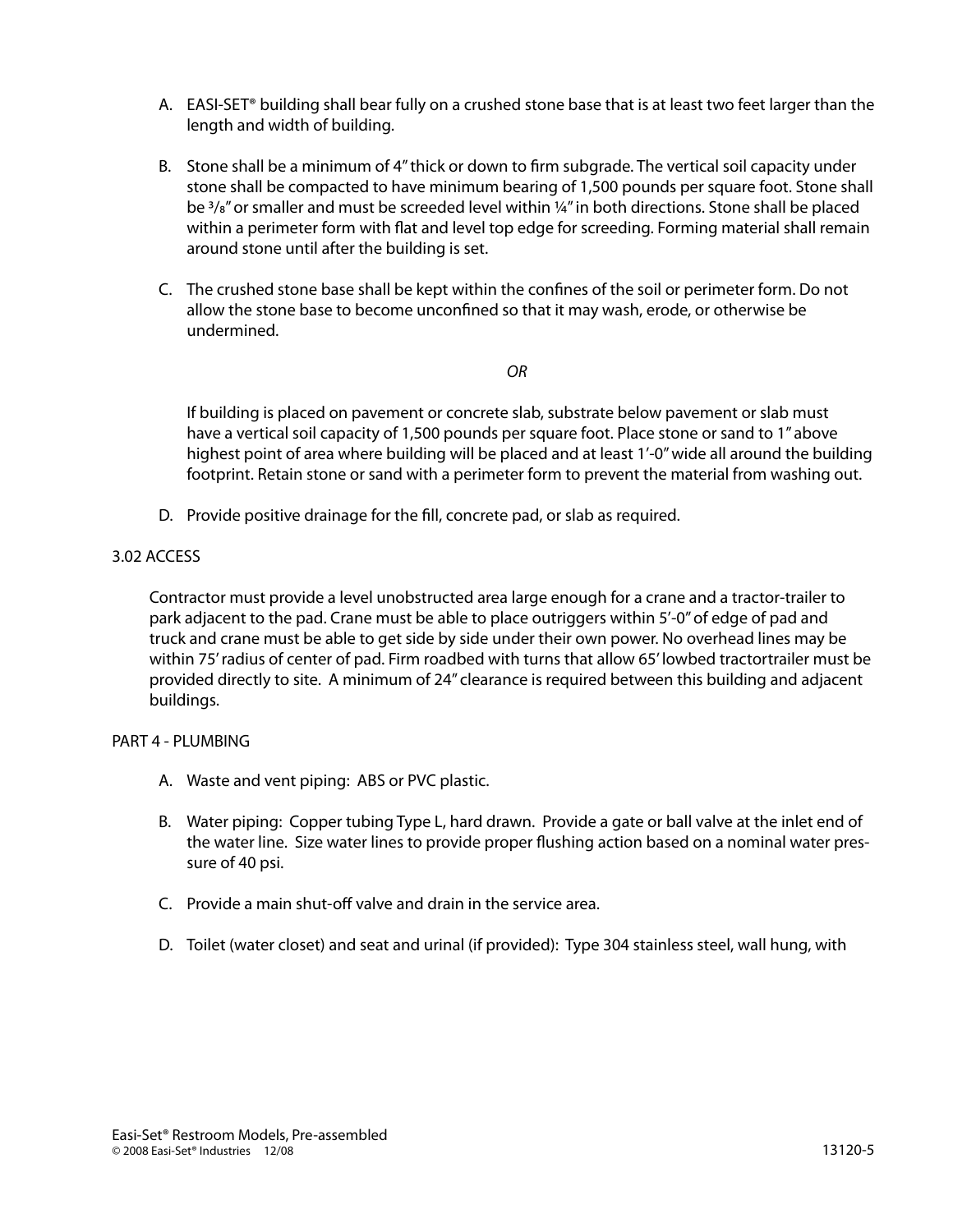A. EASI-SET® building shall bear fully on a crushed stone base that is at least two feet larger than the length and width of building.

B. Stone shall be a minimum of 4″ thick or down to firm subgrade. The vertical soil capacity under stone shall be compacted to have minimum bearing of 1,500 pounds per square foot. Stone shall be 3/8″ or smaller and must be screeded level within ¼″ in both directions. Stone shall be placed within a perimeter form with flat and level top edge for screeding. Forming material shall remain around stone until after the building is set.

C. The crushed stone base shall be kept within the confines of the soil or perimeter form. Do not allow the stone base to become unconfined so that it may wash, erode, or otherwise be undermined.

*OR*

If building is placed on pavement or concrete slab, substrate below pavement or slab must have a vertical soil capacity of 1,500 pounds per square foot. Place stone or sand to 1″ above highest point of area where building will be placed and at least 1′-0″ wide all around the building footprint. Retain stone or sand with a perimeter form to prevent the material from washing out.

D. Provide positive drainage for the fill, concrete pad, or slab as required.

3.02 ACCESS

Contractor must provide a level unobstructed area large enough for a crane and a tractor-trailer to park adjacent to the pad. Crane must be able to place outriggers within 5′-0″ of edge of pad and truck and crane must be able to get side by side under their own power. No overhead lines may be within 75′ radius of center of pad. Firm roadbed with turns that allow 65′ lowbed tractortrailer must be provided directly to site. A minimum of 24″ clearance is required between this building and adjacent buildings.

PART 4 - PLUMBING

A. Waste and vent piping: ABS or PVC plastic.

B. Water piping: Copper tubing Type L, hard drawn. Provide a gate or ball valve at the inlet end of the water line. Size water lines to provide proper flushing action based on a nominal water pressure of 40 psi.

C. Provide a main shut-off valve and drain in the service area.

D. Toilet (water closet) and seat and urinal (if provided): Type 304 stainless steel, wall hung, with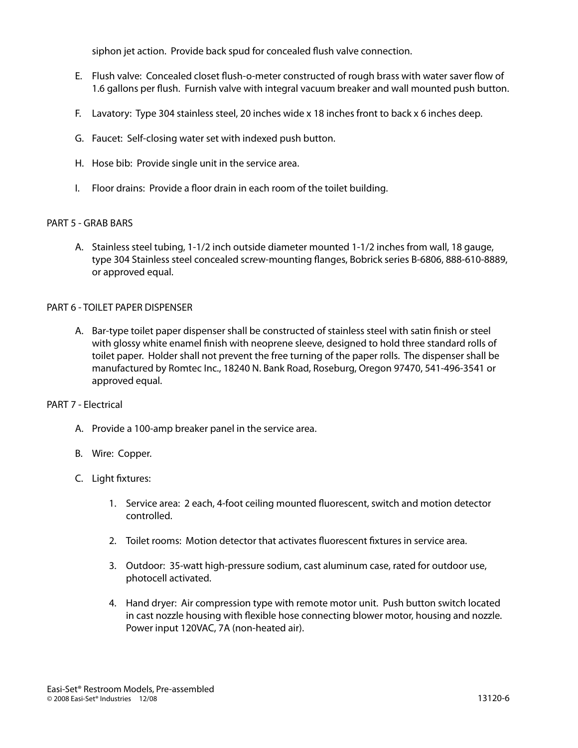siphon jet action. Provide back spud for concealed flush valve connection.

E. Flush valve: Concealed closet flush-o-meter constructed of rough brass with water saver flow of 1.6 gallons per flush. Furnish valve with integral vacuum breaker and wall mounted push button.

F. Lavatory: Type 304 stainless steel, 20 inches wide x 18 inches front to back x 6 inches deep.

G. Faucet: Self-closing water set with indexed push button.

H. Hose bib: Provide single unit in the service area.

I. Floor drains: Provide a floor drain in each room of the toilet building.

## PART 5 - GRAB BARS

A. Stainless steel tubing, 1-1/2 inch outside diameter mounted 1-1/2 inches from wall, 18 gauge, type 304 Stainless steel concealed screw-mounting flanges, Bobrick series B-6806, 888-610-8889, or approved equal.

## PART 6 - TOILET PAPER DISPENSER

A. Bar-type toilet paper dispenser shall be constructed of stainless steel with satin finish or steel with glossy white enamel finish with neoprene sleeve, designed to hold three standard rolls of toilet paper. Holder shall not prevent the free turning of the paper rolls. The dispenser shall be manufactured by Romtec Inc., 18240 N. Bank Road, Roseburg, Oregon 97470, 541-496-3541 or approved equal.

## PART 7 - Electrical

A. Provide a 100-amp breaker panel in the service area.

B. Wire: Copper.

C. Light fixtures:

1. Service area: 2 each, 4-foot ceiling mounted fluorescent, switch and motion detector controlled.

2. Toilet rooms: Motion detector that activates fluorescent fixtures in service area.

3. Outdoor: 35-watt high-pressure sodium, cast aluminum case, rated for outdoor use, photocell activated.

4. Hand dryer: Air compression type with remote motor unit. Push button switch located in cast nozzle housing with flexible hose connecting blower motor, housing and nozzle. Power input 120VAC, 7A (non-heated air).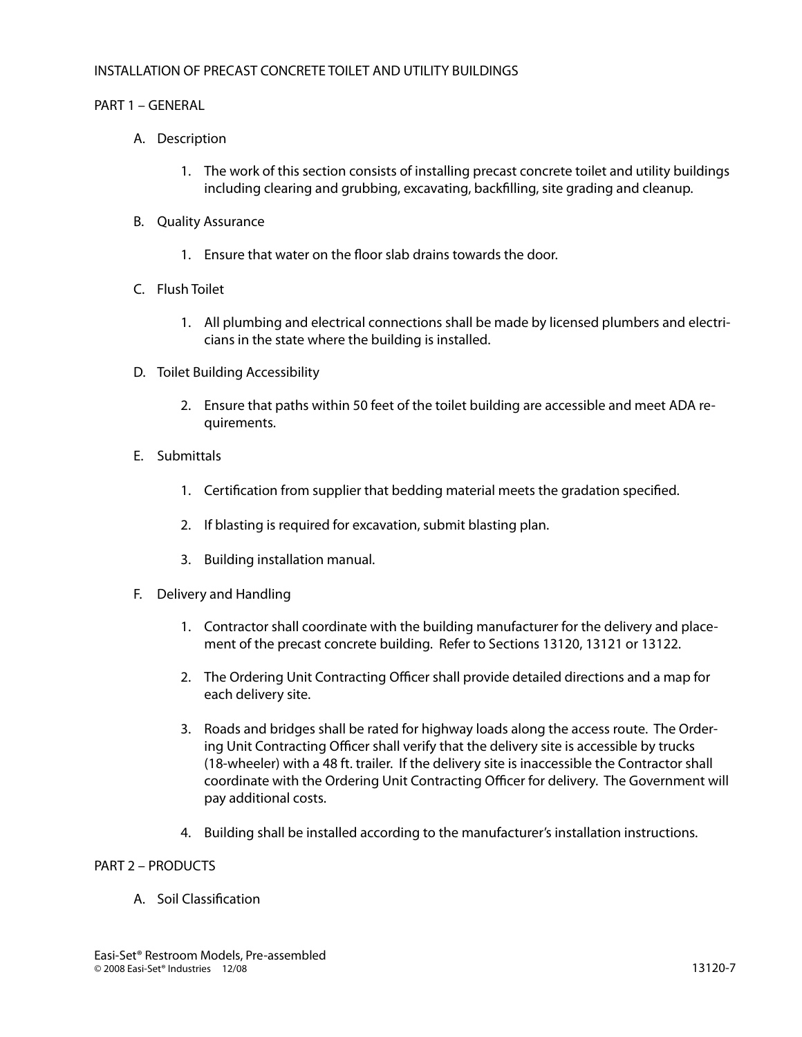INSTALLATION OF PRECAST CONCRETE TOILET AND UTILITY BUILDINGS

PART 1 – GENERAL

A. Description

1. The work of this section consists of installing precast concrete toilet and utility buildings including clearing and grubbing, excavating, backfilling, site grading and cleanup.

B. Quality Assurance

1. Ensure that water on the floor slab drains towards the door.

C. Flush Toilet

1. All plumbing and electrical connections shall be made by licensed plumbers and electricians in the state where the building is installed.

D. Toilet Building Accessibility

2. Ensure that paths within 50 feet of the toilet building are accessible and meet ADA requirements.

E. Submittals

1. Certification from supplier that bedding material meets the gradation specified.

2. If blasting is required for excavation, submit blasting plan.

3. Building installation manual.

F. Delivery and Handling

1. Contractor shall coordinate with the building manufacturer for the delivery and placement of the precast concrete building. Refer to Sections 13120, 13121 or 13122.

2. The Ordering Unit Contracting Officer shall provide detailed directions and a map for each delivery site.

3. Roads and bridges shall be rated for highway loads along the access route. The Ordering Unit Contracting Officer shall verify that the delivery site is accessible by trucks (18-wheeler) with a 48 ft. trailer. If the delivery site is inaccessible the Contractor shall coordinate with the Ordering Unit Contracting Officer for delivery. The Government will pay additional costs.

4. Building shall be installed according to the manufacturer's installation instructions.

PART 2 – PRODUCTS

A. Soil Classification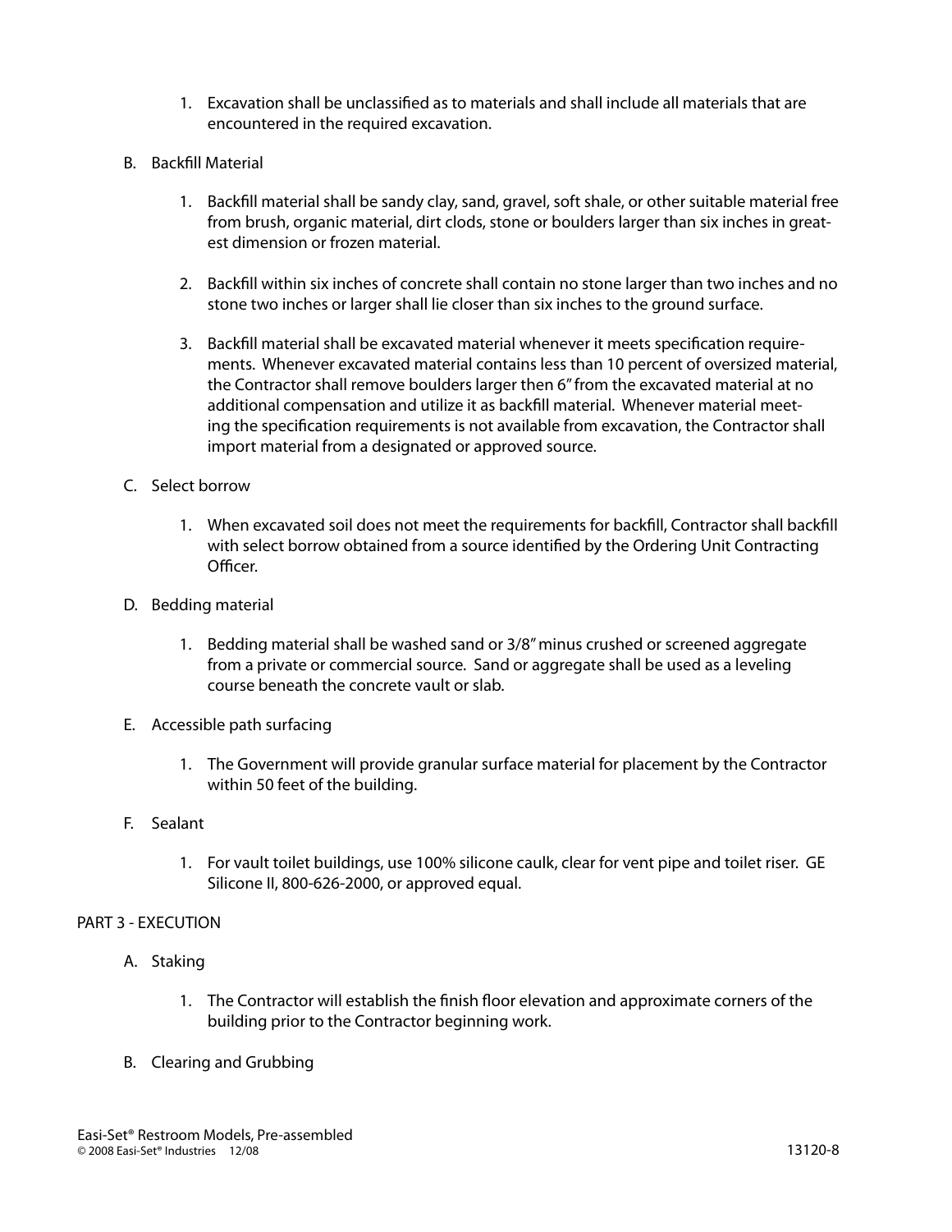1. Excavation shall be unclassified as to materials and shall include all materials that are encountered in the required excavation.

B. Backfill Material

1. Backfill material shall be sandy clay, sand, gravel, soft shale, or other suitable material free from brush, organic material, dirt clods, stone or boulders larger than six inches in greatest dimension or frozen material.

2. Backfill within six inches of concrete shall contain no stone larger than two inches and no stone two inches or larger shall lie closer than six inches to the ground surface.

3. Backfill material shall be excavated material whenever it meets specification requirements. Whenever excavated material contains less than 10 percent of oversized material, the Contractor shall remove boulders larger then 6" from the excavated material at no additional compensation and utilize it as backfill material. Whenever material meeting the specification requirements is not available from excavation, the Contractor shall import material from a designated or approved source.

C. Select borrow

1. When excavated soil does not meet the requirements for backfill, Contractor shall backfill with select borrow obtained from a source identified by the Ordering Unit Contracting Officer.

D. Bedding material

1. Bedding material shall be washed sand or 3/8" minus crushed or screened aggregate from a private or commercial source. Sand or aggregate shall be used as a leveling course beneath the concrete vault or slab.

E. Accessible path surfacing

1. The Government will provide granular surface material for placement by the Contractor within 50 feet of the building.

F. Sealant

1. For vault toilet buildings, use 100% silicone caulk, clear for vent pipe and toilet riser. GE Silicone II, 800-626-2000, or approved equal.

PART 3 - EXECUTION

A. Staking

1. The Contractor will establish the finish floor elevation and approximate corners of the building prior to the Contractor beginning work.

B. Clearing and Grubbing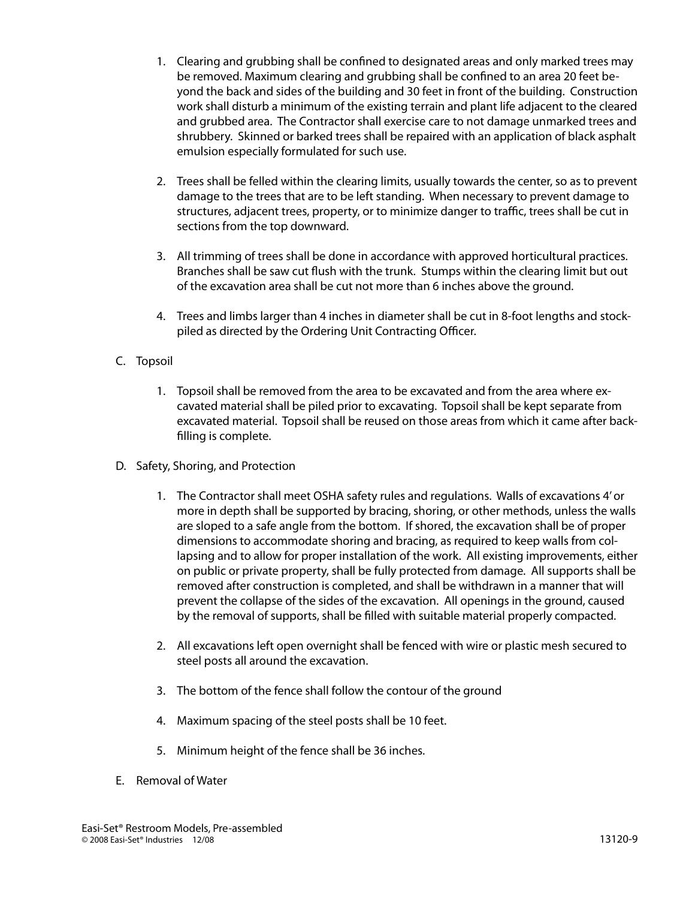1. Clearing and grubbing shall be confined to designated areas and only marked trees may be removed. Maximum clearing and grubbing shall be confined to an area 20 feet beyond the back and sides of the building and 30 feet in front of the building. Construction work shall disturb a minimum of the existing terrain and plant life adjacent to the cleared and grubbed area. The Contractor shall exercise care to not damage unmarked trees and shrubbery. Skinned or barked trees shall be repaired with an application of black asphalt emulsion especially formulated for such use.

2. Trees shall be felled within the clearing limits, usually towards the center, so as to prevent damage to the trees that are to be left standing. When necessary to prevent damage to structures, adjacent trees, property, or to minimize danger to traffic, trees shall be cut in sections from the top downward.

3. All trimming of trees shall be done in accordance with approved horticultural practices. Branches shall be saw cut flush with the trunk. Stumps within the clearing limit but out of the excavation area shall be cut not more than 6 inches above the ground.

4. Trees and limbs larger than 4 inches in diameter shall be cut in 8-foot lengths and stockpiled as directed by the Ordering Unit Contracting Officer.

C. Topsoil

1. Topsoil shall be removed from the area to be excavated and from the area where excavated material shall be piled prior to excavating. Topsoil shall be kept separate from excavated material. Topsoil shall be reused on those areas from which it came after backfilling is complete.

D. Safety, Shoring, and Protection

1. The Contractor shall meet OSHA safety rules and regulations. Walls of excavations 4' or more in depth shall be supported by bracing, shoring, or other methods, unless the walls are sloped to a safe angle from the bottom. If shored, the excavation shall be of proper dimensions to accommodate shoring and bracing, as required to keep walls from collapsing and to allow for proper installation of the work. All existing improvements, either on public or private property, shall be fully protected from damage. All supports shall be removed after construction is completed, and shall be withdrawn in a manner that will prevent the collapse of the sides of the excavation. All openings in the ground, caused by the removal of supports, shall be filled with suitable material properly compacted.

2. All excavations left open overnight shall be fenced with wire or plastic mesh secured to steel posts all around the excavation.

3. The bottom of the fence shall follow the contour of the ground

4. Maximum spacing of the steel posts shall be 10 feet.

5. Minimum height of the fence shall be 36 inches.

E. Removal of Water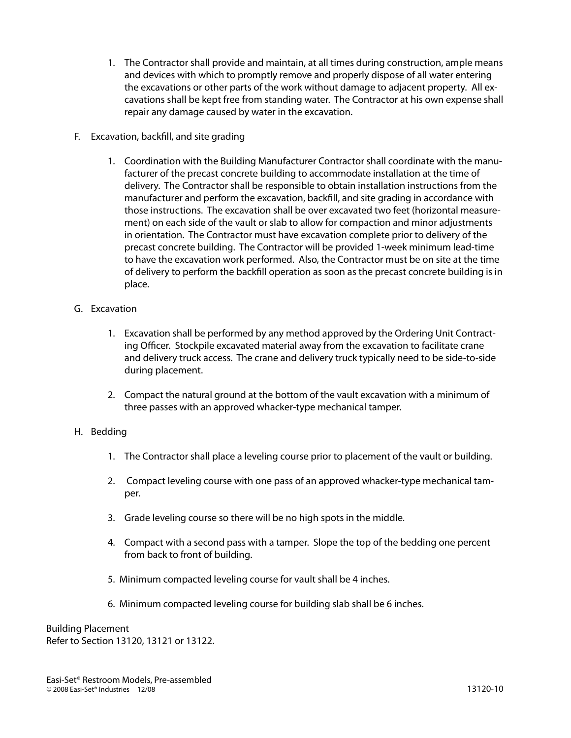1. The Contractor shall provide and maintain, at all times during construction, ample means and devices with which to promptly remove and properly dispose of all water entering the excavations or other parts of the work without damage to adjacent property. All excavations shall be kept free from standing water. The Contractor at his own expense shall repair any damage caused by water in the excavation.

F. Excavation, backfill, and site grading

1. Coordination with the Building Manufacturer Contractor shall coordinate with the manufacturer of the precast concrete building to accommodate installation at the time of delivery. The Contractor shall be responsible to obtain installation instructions from the manufacturer and perform the excavation, backfill, and site grading in accordance with those instructions. The excavation shall be over excavated two feet (horizontal measurement) on each side of the vault or slab to allow for compaction and minor adjustments in orientation. The Contractor must have excavation complete prior to delivery of the precast concrete building. The Contractor will be provided 1-week minimum lead-time to have the excavation work performed. Also, the Contractor must be on site at the time of delivery to perform the backfill operation as soon as the precast concrete building is in place.

G. Excavation

1. Excavation shall be performed by any method approved by the Ordering Unit Contracting Officer. Stockpile excavated material away from the excavation to facilitate crane and delivery truck access. The crane and delivery truck typically need to be side-to-side during placement.

2. Compact the natural ground at the bottom of the vault excavation with a minimum of three passes with an approved whacker-type mechanical tamper.

H. Bedding

1. The Contractor shall place a leveling course prior to placement of the vault or building.

2. Compact leveling course with one pass of an approved whacker-type mechanical tamper.

3. Grade leveling course so there will be no high spots in the middle.

4. Compact with a second pass with a tamper. Slope the top of the bedding one percent from back to front of building.

5. Minimum compacted leveling course for vault shall be 4 inches.

6. Minimum compacted leveling course for building slab shall be 6 inches.

Building Placement
Refer to Section 13120, 13121 or 13122.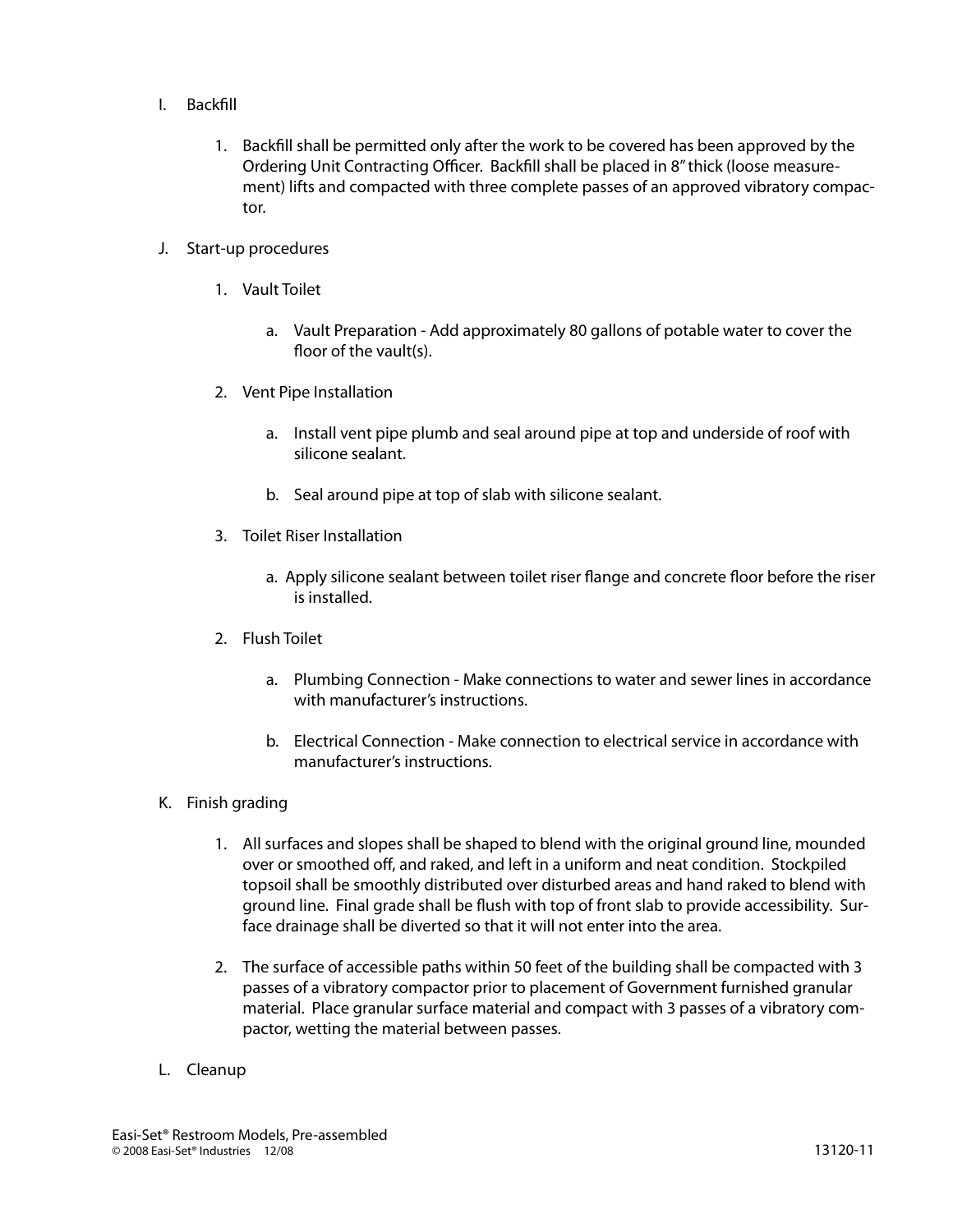I. Backfill

   1. Backfill shall be permitted only after the work to be covered has been approved by the Ordering Unit Contracting Officer. Backfill shall be placed in 8" thick (loose measurement) lifts and compacted with three complete passes of an approved vibratory compactor.

J. Start-up procedures

   1. Vault Toilet

      a. Vault Preparation - Add approximately 80 gallons of potable water to cover the floor of the vault(s).

   2. Vent Pipe Installation

      a. Install vent pipe plumb and seal around pipe at top and underside of roof with silicone sealant.

      b. Seal around pipe at top of slab with silicone sealant.

   3. Toilet Riser Installation

      a. Apply silicone sealant between toilet riser flange and concrete floor before the riser is installed.

   2. Flush Toilet

      a. Plumbing Connection - Make connections to water and sewer lines in accordance with manufacturer's instructions.

      b. Electrical Connection - Make connection to electrical service in accordance with manufacturer's instructions.

K. Finish grading

   1. All surfaces and slopes shall be shaped to blend with the original ground line, mounded over or smoothed off, and raked, and left in a uniform and neat condition. Stockpiled topsoil shall be smoothly distributed over disturbed areas and hand raked to blend with ground line. Final grade shall be flush with top of front slab to provide accessibility. Surface drainage shall be diverted so that it will not enter into the area.

   2. The surface of accessible paths within 50 feet of the building shall be compacted with 3 passes of a vibratory compactor prior to placement of Government furnished granular material. Place granular surface material and compact with 3 passes of a vibratory compactor, wetting the material between passes.

L. Cleanup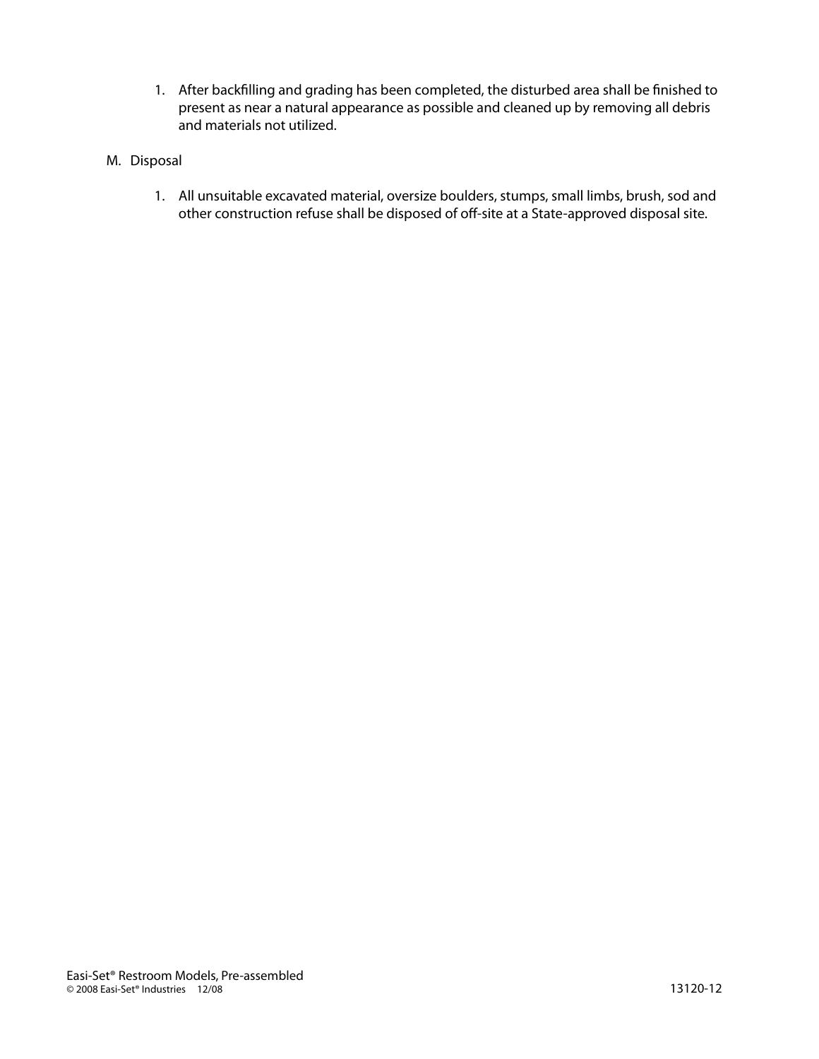1. After backfilling and grading has been completed, the disturbed area shall be finished to present as near a natural appearance as possible and cleaned up by removing all debris and materials not utilized.

M. Disposal

1. All unsuitable excavated material, oversize boulders, stumps, small limbs, brush, sod and other construction refuse shall be disposed of off-site at a State-approved disposal site.